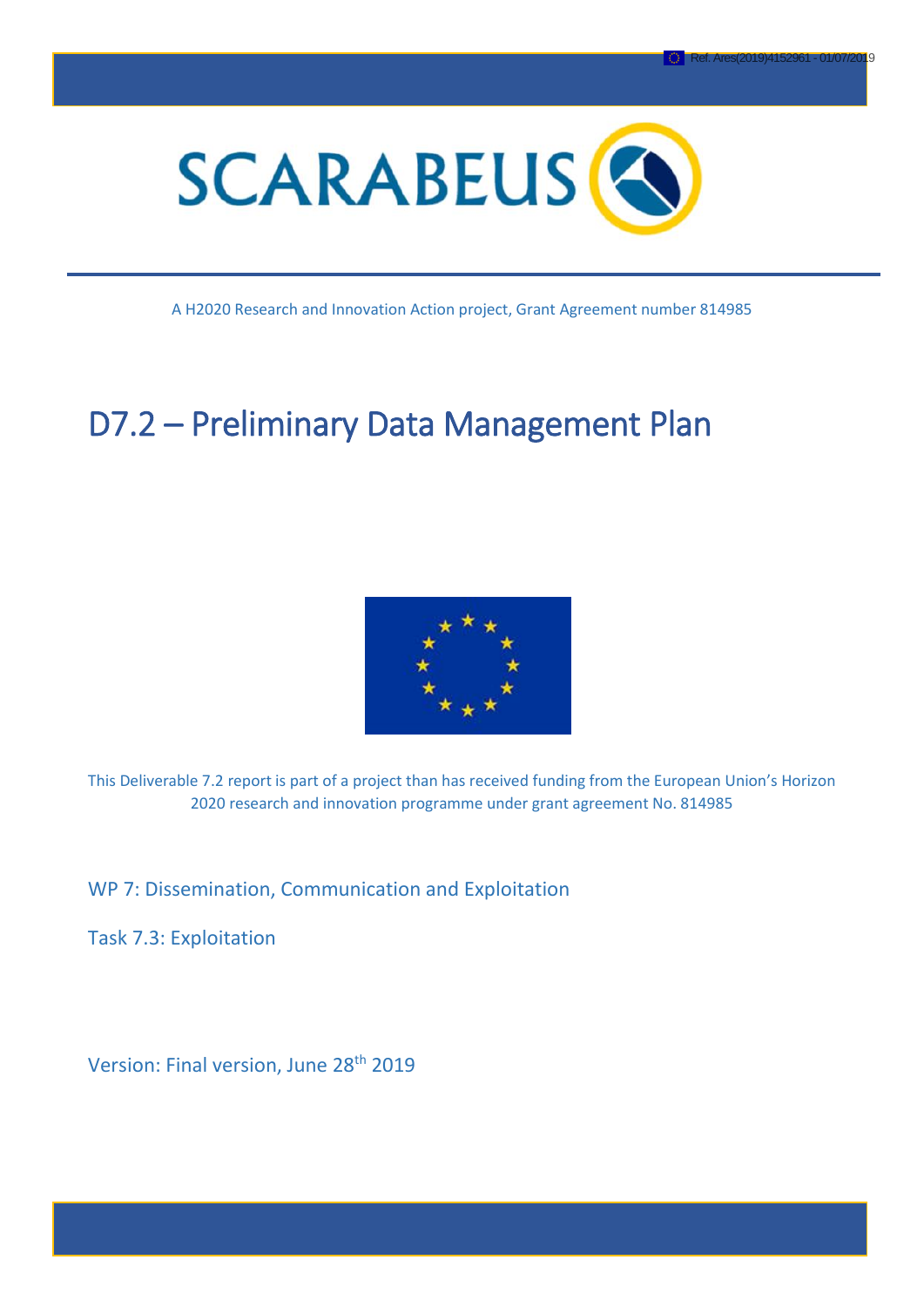Ref. Ares(2019)4152961 - 01/07/2019

SCARABEUS

A H2020 Research and Innovation Action project, Grant Agreement number 814985

# D7.2 – Preliminary Data Management Plan

This Deliverable 7.2 report is part of a project than has received funding from the European Union's Horizon 2020 research and innovation programme under grant agreement No. 814985

WP 7: Dissemination, Communication and Exploitation

Task 7.3: Exploitation

Version: Final version, June 28th 2019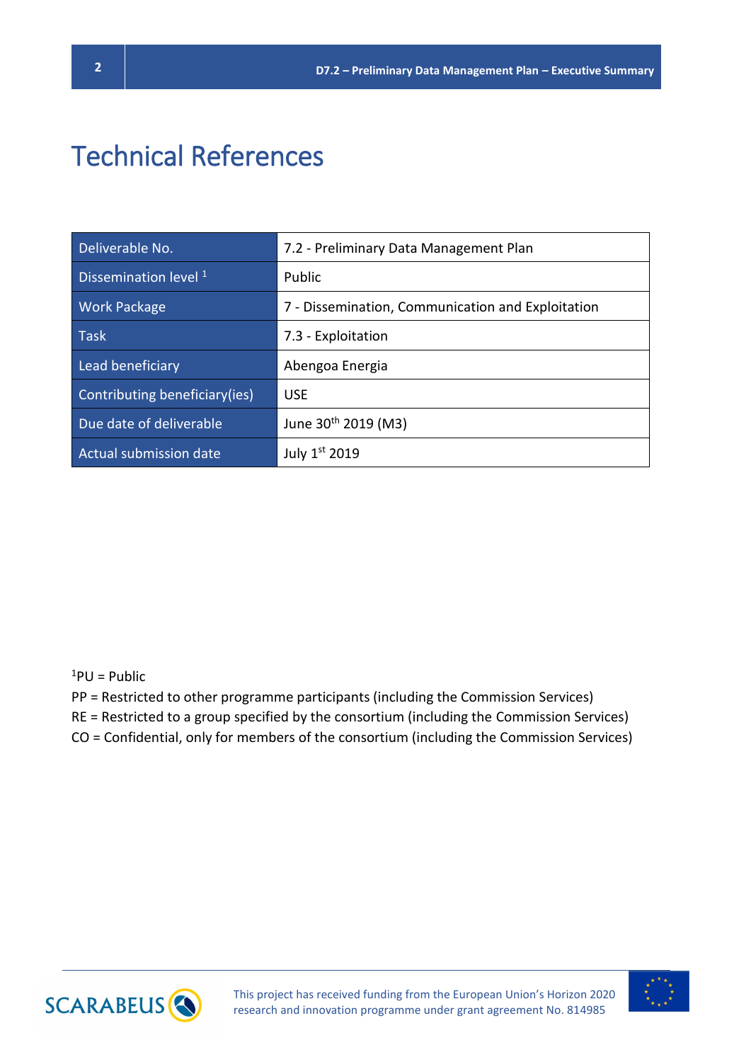# Technical References

| Deliverable No. | 7.2 - Preliminary Data Management Plan |
|---|---|
| Dissemination level [1] | Public |
| Work Package | 7 - Dissemination, Communication and Exploitation |
| Task | 7.3 - Exploitation |
| Lead beneficiary | Abengoa Energia |
| Contributing beneficiary(ies) | USE |
| Due date of deliverable | June 30th 2019 (M3) |
| Actual submission date | July 1st 2019 |

[1] PU = Public
PP = Restricted to other programme participants (including the Commission Services)
RE = Restricted to a group specified by the consortium (including the Commission Services)
CO = Confidential, only for members of the consortium (including the Commission Services)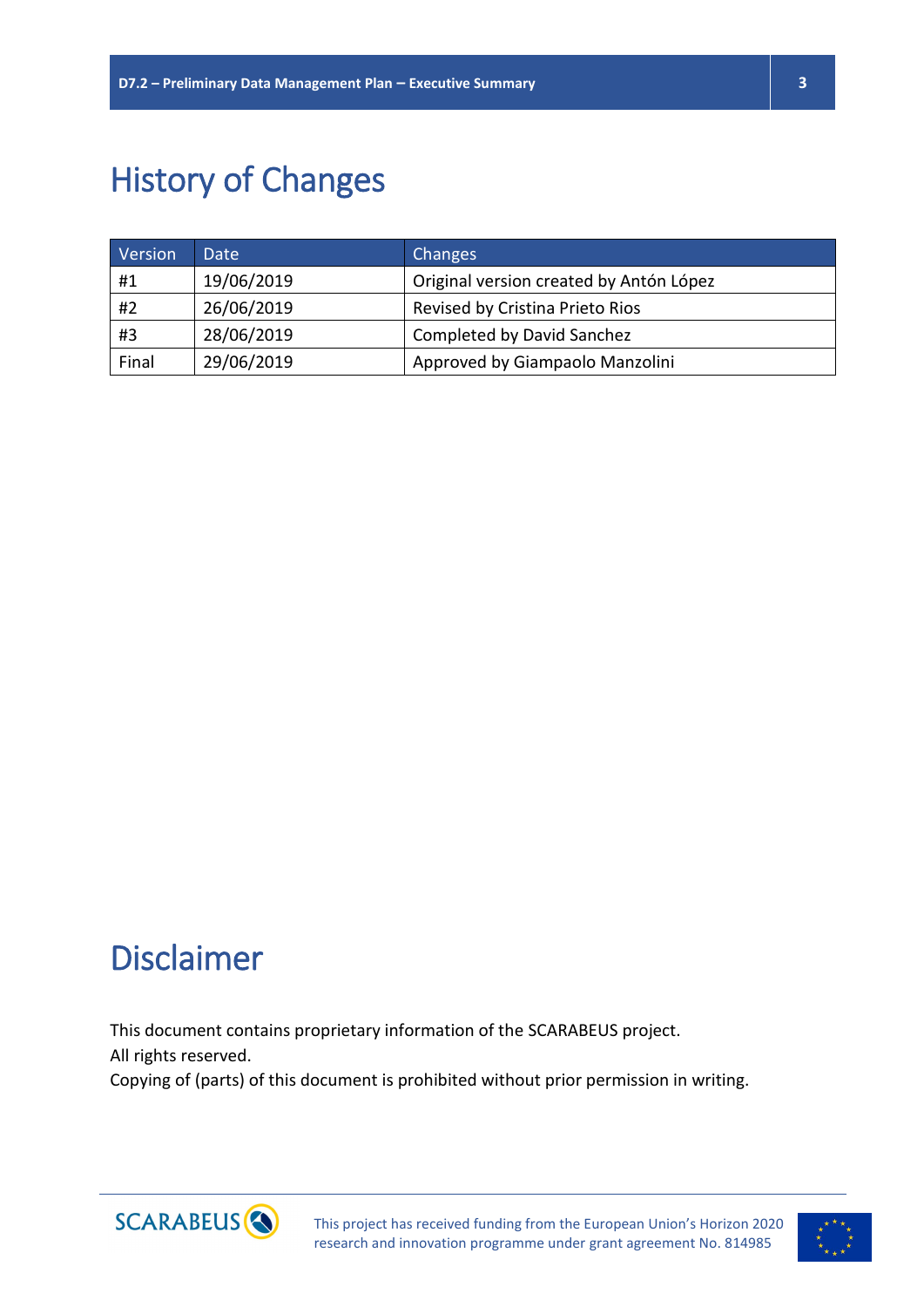# History of Changes

| Version | Date | Changes |
| --- | --- | --- |
| #1 | 19/06/2019 | Original version created by Antón López |
| #2 | 26/06/2019 | Revised by Cristina Prieto Rios |
| #3 | 28/06/2019 | Completed by David Sanchez |
| Final | 29/06/2019 | Approved by Giampaolo Manzolini |

# Disclaimer

This document contains proprietary information of the SCARABEUS project.
All rights reserved.
Copying of (parts) of this document is prohibited without prior permission in writing.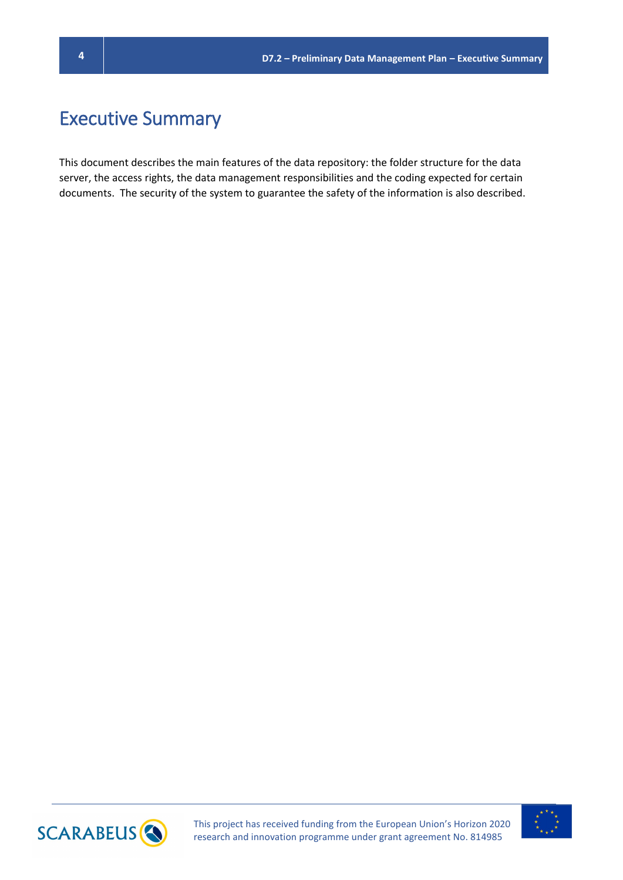# Executive Summary

This document describes the main features of the data repository: the folder structure for the data server, the access rights, the data management responsibilities and the coding expected for certain documents. The security of the system to guarantee the safety of the information is also described.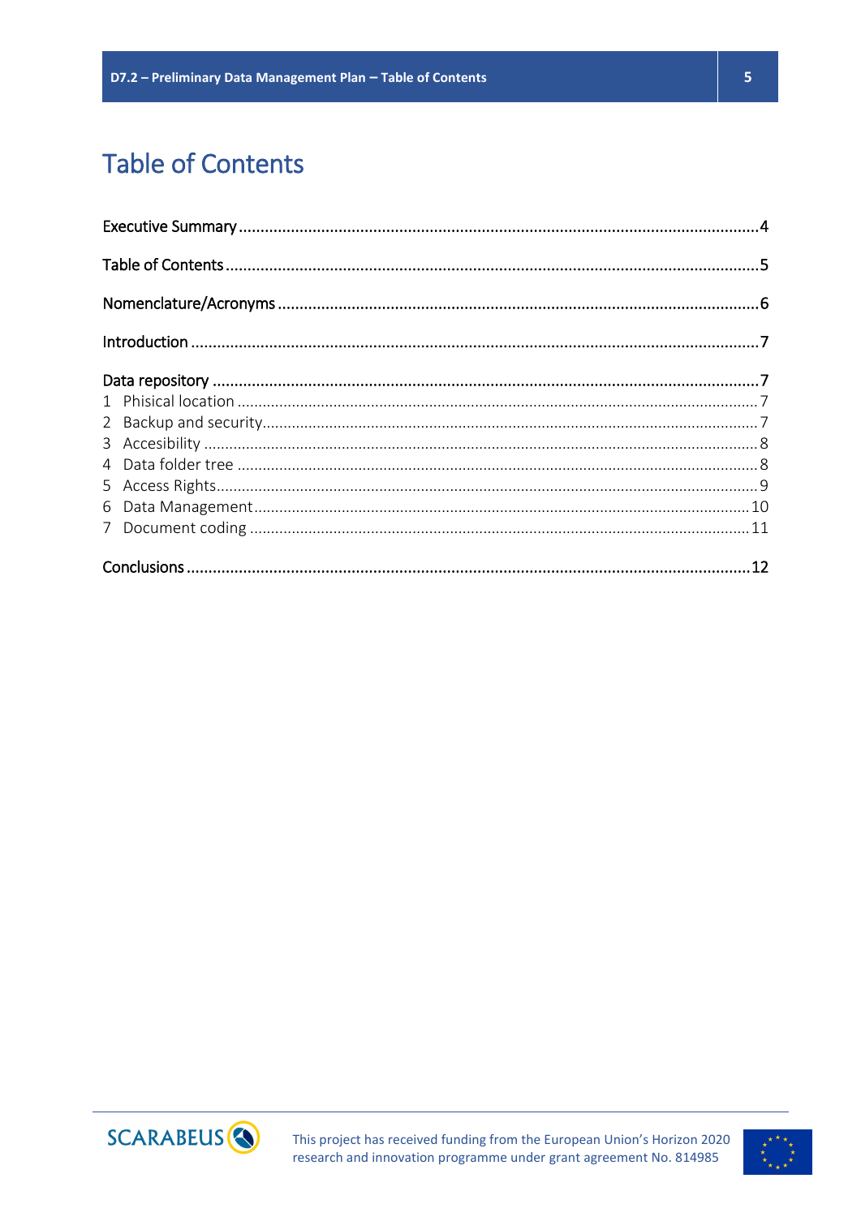# Table of Contents

Executive Summary ....................................................................................................................4

Table of Contents .......................................................................................................................5

Nomenclature/Acronyms ...........................................................................................................6

Introduction ...............................................................................................................................7

Data repository ..........................................................................................................................7

1 Phisical location .......................................................................................................................7

2 Backup and security.................................................................................................................7

3 Accesibility ..............................................................................................................................8

4 Data folder tree .......................................................................................................................8

5 Access Rights............................................................................................................................9

6 Data Management..................................................................................................................10

7 Document coding ...................................................................................................................11

Conclusions ..............................................................................................................................12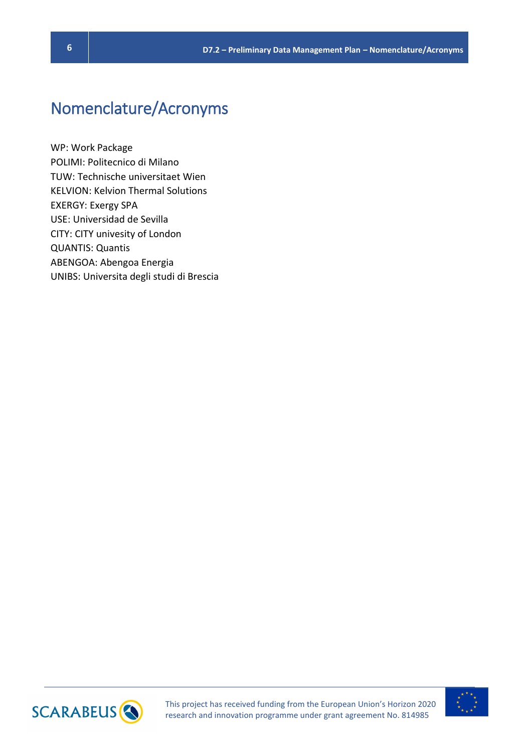# Nomenclature/Acronyms

WP: Work Package
POLIMI: Politecnico di Milano
TUW: Technische universitaet Wien
KELVION: Kelvion Thermal Solutions
EXERGY: Exergy SPA
USE: Universidad de Sevilla
CITY: CITY univesity of London
QUANTIS: Quantis
ABENGOA: Abengoa Energia
UNIBS: Universita degli studi di Brescia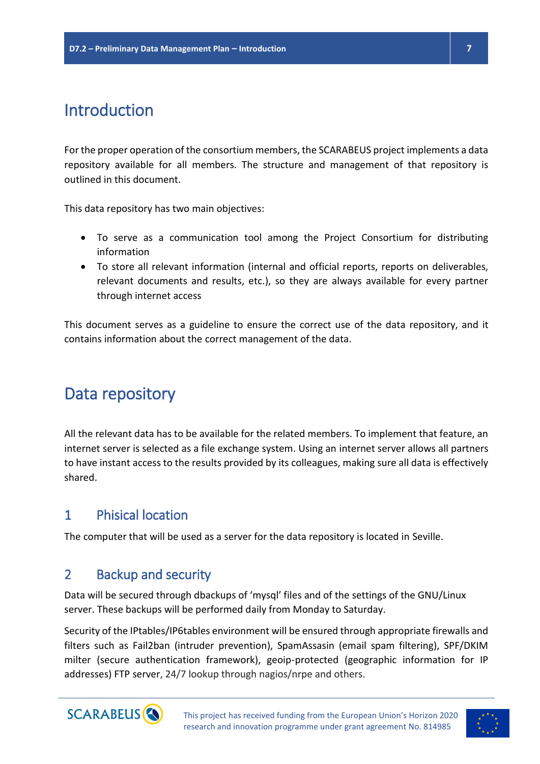# Introduction

For the proper operation of the consortium members, the SCARABEUS project implements a data repository available for all members. The structure and management of that repository is outlined in this document.

This data repository has two main objectives:

- To serve as a communication tool among the Project Consortium for distributing information
- To store all relevant information (internal and official reports, reports on deliverables, relevant documents and results, etc.), so they are always available for every partner through internet access

This document serves as a guideline to ensure the correct use of the data repository, and it contains information about the correct management of the data.

# Data repository

All the relevant data has to be available for the related members. To implement that feature, an internet server is selected as a file exchange system. Using an internet server allows all partners to have instant access to the results provided by its colleagues, making sure all data is effectively shared.

## 1 Phisical location

The computer that will be used as a server for the data repository is located in Seville.

## 2 Backup and security

Data will be secured through dbackups of 'mysql' files and of the settings of the GNU/Linux server. These backups will be performed daily from Monday to Saturday.

Security of the IPtables/IP6tables environment will be ensured through appropriate firewalls and filters such as Fail2ban (intruder prevention), SpamAssasin (email spam filtering), SPF/DKIM milter (secure authentication framework), geoip-protected (geographic information for IP addresses) FTP server, 24/7 lookup through nagios/nrpe and others.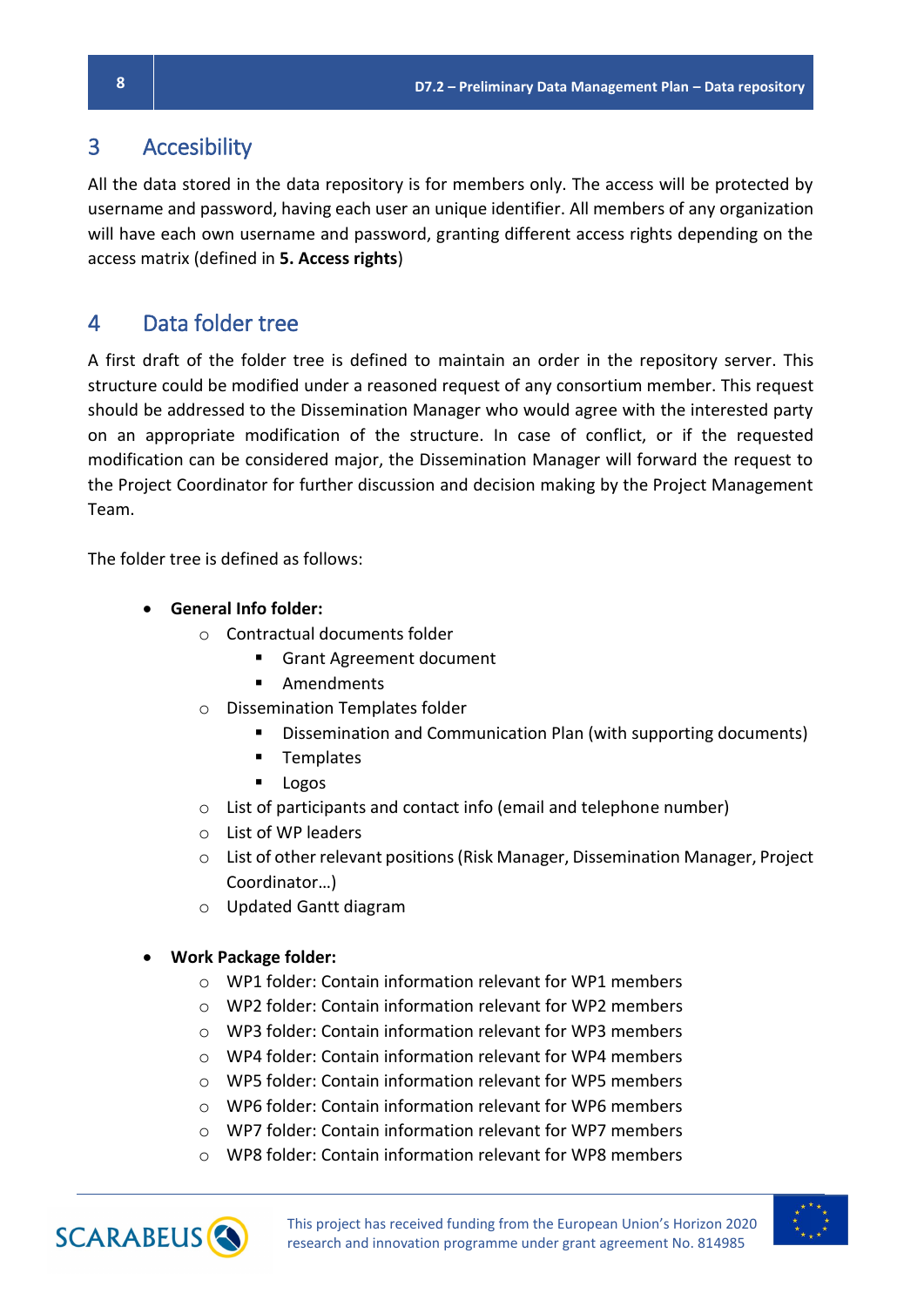# 3 Accesibility

All the data stored in the data repository is for members only. The access will be protected by username and password, having each user an unique identifier. All members of any organization will have each own username and password, granting different access rights depending on the access matrix (defined in **5. Access rights**)

# 4 Data folder tree

A first draft of the folder tree is defined to maintain an order in the repository server. This structure could be modified under a reasoned request of any consortium member. This request should be addressed to the Dissemination Manager who would agree with the interested party on an appropriate modification of the structure. In case of conflict, or if the requested modification can be considered major, the Dissemination Manager will forward the request to the Project Coordinator for further discussion and decision making by the Project Management Team.

The folder tree is defined as follows:

- **General Info folder:**
  - Contractual documents folder
    - Grant Agreement document
    - Amendments
  - Dissemination Templates folder
    - Dissemination and Communication Plan (with supporting documents)
    - Templates
    - Logos
  - List of participants and contact info (email and telephone number)
  - List of WP leaders
  - List of other relevant positions (Risk Manager, Dissemination Manager, Project Coordinator…)
  - Updated Gantt diagram

- **Work Package folder:**
  - WP1 folder: Contain information relevant for WP1 members
  - WP2 folder: Contain information relevant for WP2 members
  - WP3 folder: Contain information relevant for WP3 members
  - WP4 folder: Contain information relevant for WP4 members
  - WP5 folder: Contain information relevant for WP5 members
  - WP6 folder: Contain information relevant for WP6 members
  - WP7 folder: Contain information relevant for WP7 members
  - WP8 folder: Contain information relevant for WP8 members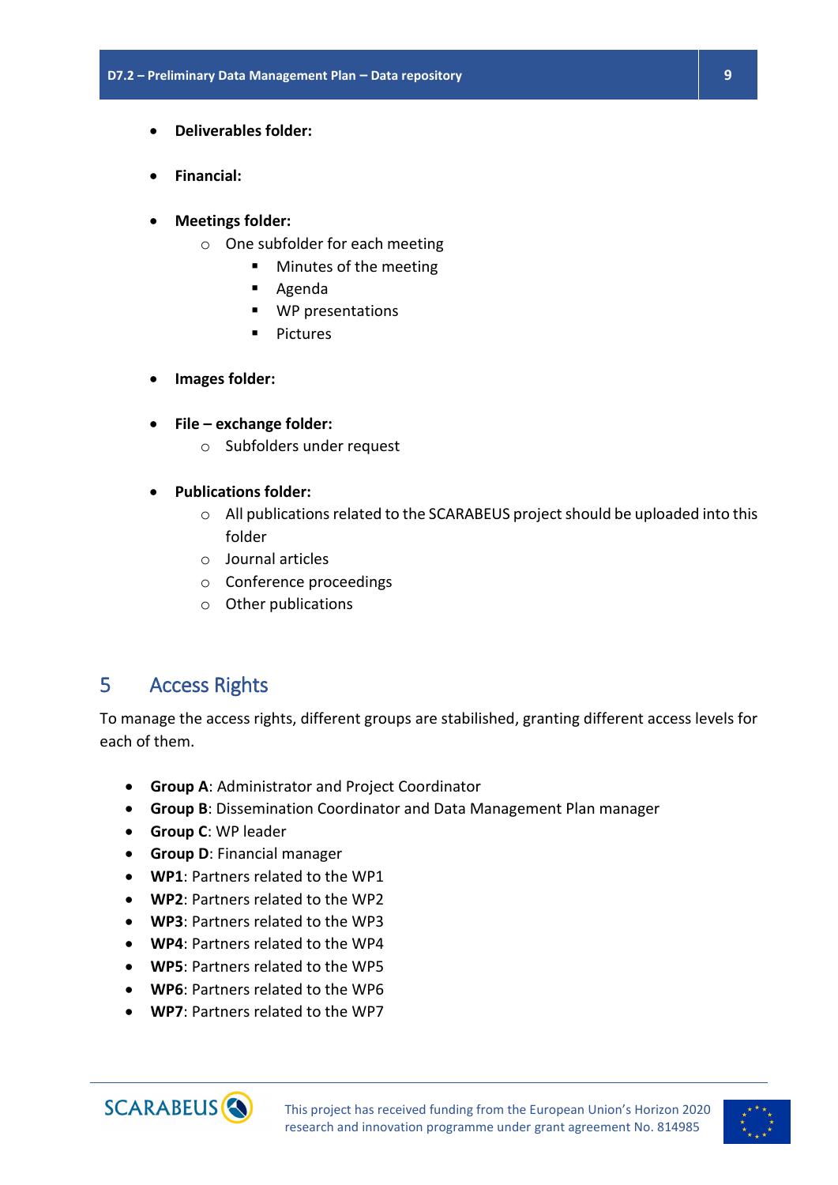- **Deliverables folder:**

- **Financial:**

- **Meetings folder:**
    - One subfolder for each meeting
        - Minutes of the meeting
        - Agenda
        - WP presentations
        - Pictures

- **Images folder:**

- **File – exchange folder:**
    - Subfolders under request

- **Publications folder:**
    - All publications related to the SCARABEUS project should be uploaded into this folder
    - Journal articles
    - Conference proceedings
    - Other publications

# 5 Access Rights

To manage the access rights, different groups are stabilished, granting different access levels for each of them.

- **Group A**: Administrator and Project Coordinator
- **Group B**: Dissemination Coordinator and Data Management Plan manager
- **Group C**: WP leader
- **Group D**: Financial manager
- **WP1**: Partners related to the WP1
- **WP2**: Partners related to the WP2
- **WP3**: Partners related to the WP3
- **WP4**: Partners related to the WP4
- **WP5**: Partners related to the WP5
- **WP6**: Partners related to the WP6
- **WP7**: Partners related to the WP7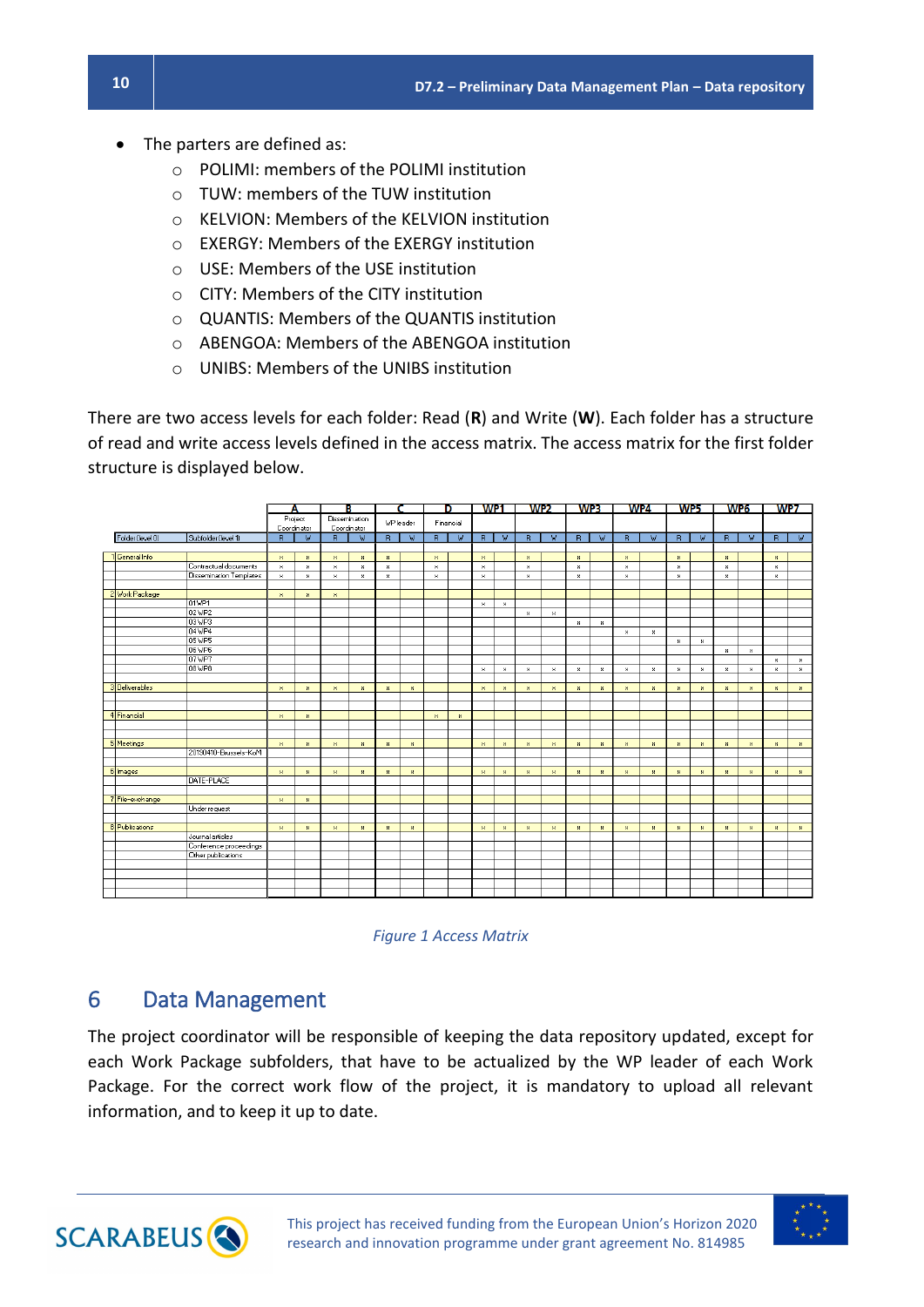- The parters are defined as:
  - POLIMI: members of the POLIMI institution
  - TUW: members of the TUW institution
  - KELVION: Members of the KELVION institution
  - EXERGY: Members of the EXERGY institution
  - USE: Members of the USE institution
  - CITY: Members of the CITY institution
  - QUANTIS: Members of the QUANTIS institution
  - ABENGOA: Members of the ABENGOA institution
  - UNIBS: Members of the UNIBS institution

There are two access levels for each folder: Read (**R**) and Write (**W**). Each folder has a structure of read and write access levels defined in the access matrix. The access matrix for the first folder structure is displayed below.

| | | A | | B | | C | | D | | WP1 | | WP2 | | WP3 | | WP4 | | WP5 | | WP6 | | WP7 | |
|---|---|---|---|---|---|---|---|---|---|---|---|---|---|---|---|---|---|---|---|---|---|---|---|
| | | Project Coordinator | | Dissemination Coordinator | | WP leader | | Financial | | | | | | | | | | | | | | | |
| Folder (level 0) | Subfolder (level 1) | R | W | R | W | R | W | R | W | R | W | R | W | R | W | R | W | R | W | R | W | R | W |
| 1 General Info | | x | x | x | x | x | | x | | x | | x | | x | | x | | x | | x | | x | |
| | Contractual documents | x | x | x | x | x | | x | | x | | x | | x | | x | | x | | x | | x | |
| | Dissemination Templates | x | x | x | x | x | | x | | x | | x | | x | | x | | x | | x | | x | |
| 2 Work Package | | x | x | x | | | | | | | | | | | | | | | | | | | |
| | 01 WP1 | | | | | | | | | x | x | | | | | | | | | | | | |
| | 02 WP2 | | | | | | | | | | | x | x | | | | | | | | | | |
| | 03 WP3 | | | | | | | | | | | | | x | x | | | | | | | | |
| | 04 WP4 | | | | | | | | | | | | | | | x | x | | | | | | |
| | 05 WP5 | | | | | | | | | | | | | | | | | x | x | | | | |
| | 06 WP6 | | | | | | | | | | | | | | | | | | | x | x | | |
| | 07 WP7 | | | | | | | | | | | | | | | | | | | | | x | x |
| | 08 WP8 | | | | | | | | | x | x | x | x | x | x | x | x | x | x | x | x | x | x |
| 3 Deliverables | | x | x | x | x | x | x | | | x | x | x | x | x | x | x | x | x | x | x | x | x | x |
| 4 Financial | | x | x | | | | | x | x | | | | | | | | | | | | | | |
| 5 Meetings | | x | x | x | x | x | x | | | x | x | x | x | x | x | x | x | x | x | x | x | x | x |
| | 20190410-Brussels-KoM | | | | | | | | | | | | | | | | | | | | | | |
| 6 Images | | x | x | x | x | x | x | | | x | x | x | x | x | x | x | x | x | x | x | x | x | x |
| | DATE-PLACE | | | | | | | | | | | | | | | | | | | | | | |
| 7 File-exchange | | x | x | | | | | | | | | | | | | | | | | | | | |
| | Under request | | | | | | | | | | | | | | | | | | | | | | |
| 8 Publications | | x | x | x | x | x | x | | | x | x | x | x | x | x | x | x | x | x | x | x | x | x |
| | Journal articles | | | | | | | | | | | | | | | | | | | | | | |
| | Conference proceedings | | | | | | | | | | | | | | | | | | | | | | |
| | Other publications | | | | | | | | | | | | | | | | | | | | | | |

*Figure 1 Access Matrix*

# 6 Data Management

The project coordinator will be responsible of keeping the data repository updated, except for each Work Package subfolders, that have to be actualized by the WP leader of each Work Package. For the correct work flow of the project, it is mandatory to upload all relevant information, and to keep it up to date.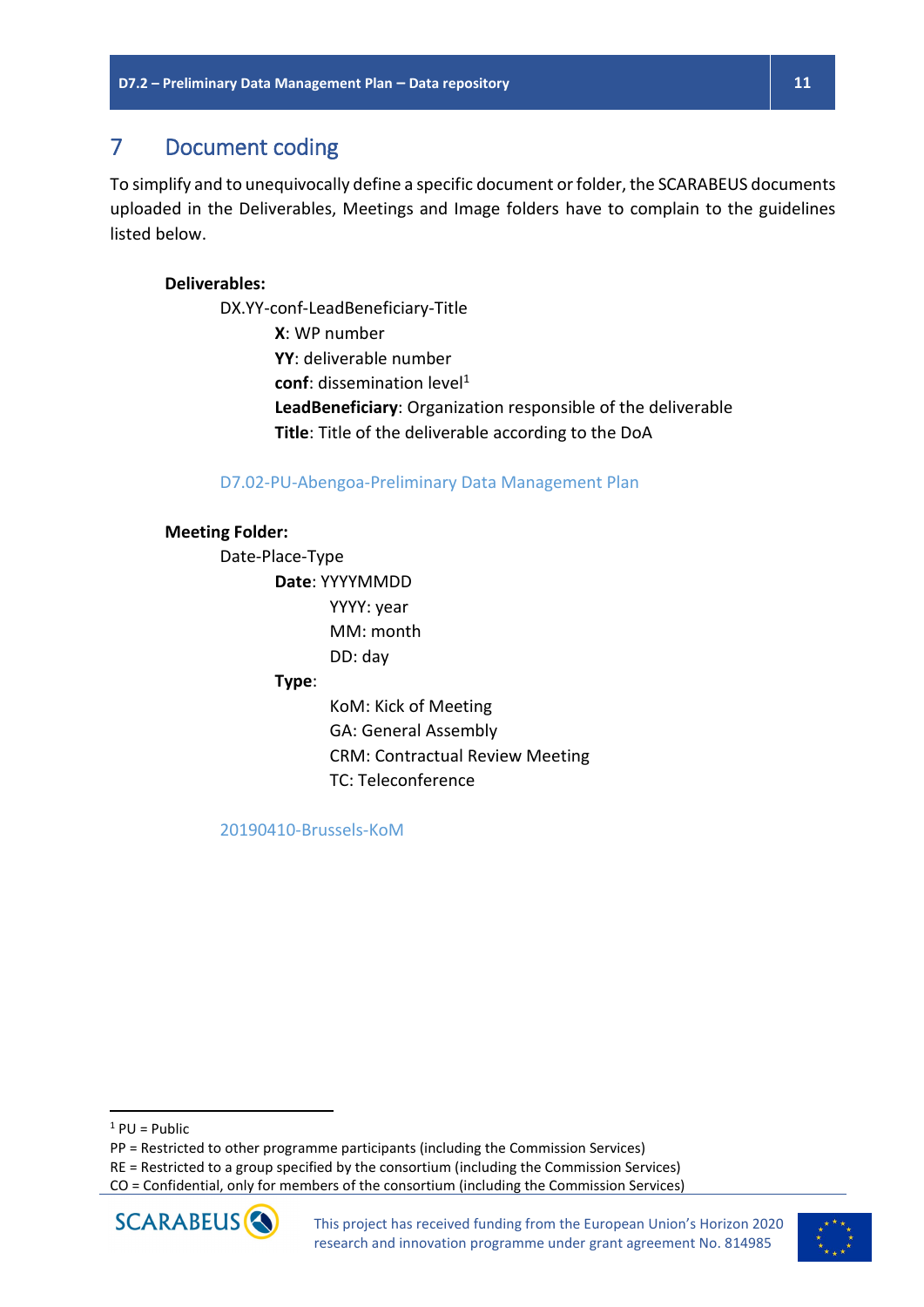# 7 Document coding

To simplify and to unequivocally define a specific document or folder, the SCARABEUS documents uploaded in the Deliverables, Meetings and Image folders have to complain to the guidelines listed below.

**Deliverables:**

DX.YY-conf-LeadBeneficiary-Title

- **X**: WP number
- **YY**: deliverable number
- **conf**: dissemination level[1]
- **LeadBeneficiary**: Organization responsible of the deliverable
- **Title**: Title of the deliverable according to the DoA

D7.02-PU-Abengoa-Preliminary Data Management Plan

**Meeting Folder:**

Date-Place-Type

- **Date**: YYYYMMDD
  - YYYY: year
  - MM: month
  - DD: day
- **Type**:
  - KoM: Kick of Meeting
  - GA: General Assembly
  - CRM: Contractual Review Meeting
  - TC: Teleconference

20190410-Brussels-KoM

---

[1] PU = Public
PP = Restricted to other programme participants (including the Commission Services)
RE = Restricted to a group specified by the consortium (including the Commission Services)
CO = Confidential, only for members of the consortium (including the Commission Services)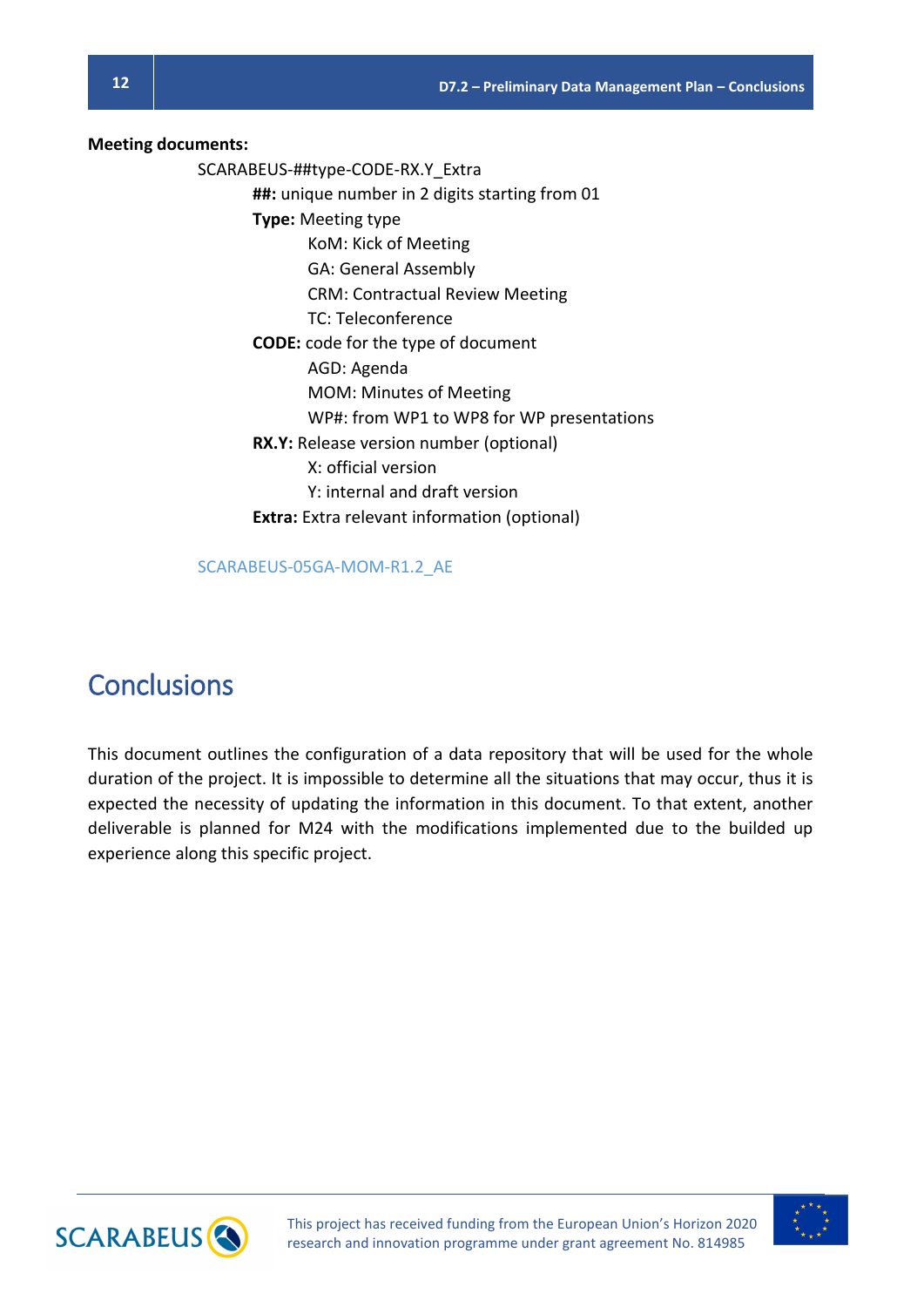**Meeting documents:**

SCARABEUS-##type-CODE-RX.Y_Extra

- **##:** unique number in 2 digits starting from 01
- **Type:** Meeting type
  - KoM: Kick of Meeting
  - GA: General Assembly
  - CRM: Contractual Review Meeting
  - TC: Teleconference
- **CODE:** code for the type of document
  - AGD: Agenda
  - MOM: Minutes of Meeting
  - WP#: from WP1 to WP8 for WP presentations
- **RX.Y:** Release version number (optional)
  - X: official version
  - Y: internal and draft version
- **Extra:** Extra relevant information (optional)

SCARABEUS-05GA-MOM-R1.2_AE

# Conclusions

This document outlines the configuration of a data repository that will be used for the whole duration of the project. It is impossible to determine all the situations that may occur, thus it is expected the necessity of updating the information in this document. To that extent, another deliverable is planned for M24 with the modifications implemented due to the builded up experience along this specific project.

This project has received funding from the European Union's Horizon 2020 research and innovation programme under grant agreement No. 814985